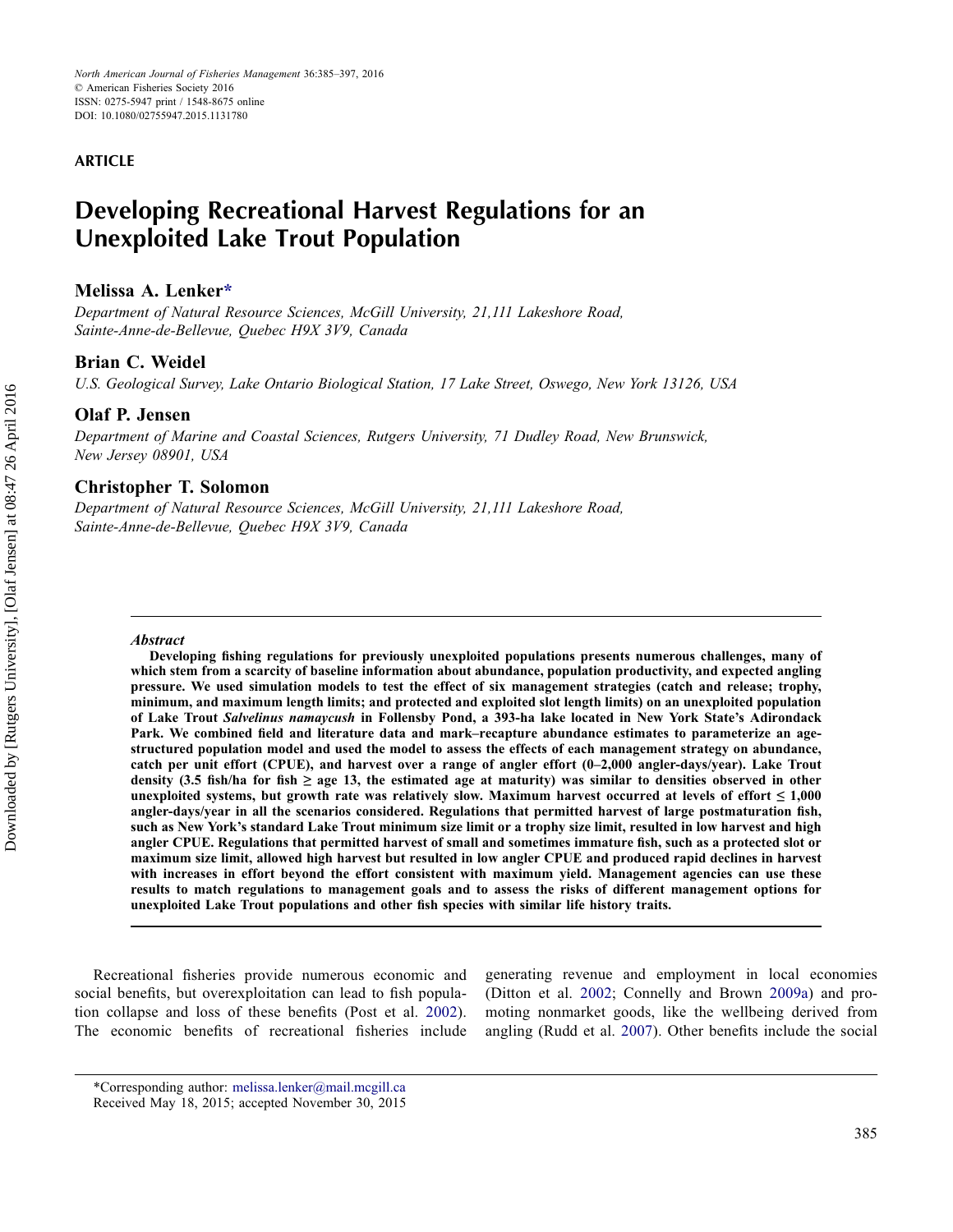ARTICLE

# Developing Recreational Harvest Regulations for an Unexploited Lake Trout Population

**Melissa A. Lenker***

*Department of Natural Resource Sciences, McGill University, 21,111 Lakeshore Road, Sainte-Anne-de-Bellevue, Quebec H9X 3V9, Canada*

**Brian C. Weidel**

*U.S. Geological Survey, Lake Ontario Biological Station, 17 Lake Street, Oswego, New York 13126, USA*

**Olaf P. Jensen**

*Department of Marine and Coastal Sciences, Rutgers University, 71 Dudley Road, New Brunswick, New Jersey 08901, USA*

**Christopher T. Solomon**

*Department of Natural Resource Sciences, McGill University, 21,111 Lakeshore Road, Sainte-Anne-de-Bellevue, Quebec H9X 3V9, Canada*

***Abstract***

**Developing fishing regulations for previously unexploited populations presents numerous challenges, many of which stem from a scarcity of baseline information about abundance, population productivity, and expected angling pressure. We used simulation models to test the effect of six management strategies (catch and release; trophy, minimum, and maximum length limits; and protected and exploited slot length limits) on an unexploited population of Lake Trout *Salvelinus namaycush* in Follensby Pond, a 393-ha lake located in New York State's Adirondack Park. We combined field and literature data and mark–recapture abundance estimates to parameterize an age-structured population model and used the model to assess the effects of each management strategy on abundance, catch per unit effort (CPUE), and harvest over a range of angler effort (0–2,000 angler-days/year). Lake Trout density (3.5 fish/ha for fish ≥ age 13, the estimated age at maturity) was similar to densities observed in other unexploited systems, but growth rate was relatively slow. Maximum harvest occurred at levels of effort ≤ 1,000 angler-days/year in all the scenarios considered. Regulations that permitted harvest of large postmaturation fish, such as New York's standard Lake Trout minimum size limit or a trophy size limit, resulted in low harvest and high angler CPUE. Regulations that permitted harvest of small and sometimes immature fish, such as a protected slot or maximum size limit, allowed high harvest but resulted in low angler CPUE and produced rapid declines in harvest with increases in effort beyond the effort consistent with maximum yield. Management agencies can use these results to match regulations to management goals and to assess the risks of different management options for unexploited Lake Trout populations and other fish species with similar life history traits.**

Recreational fisheries provide numerous economic and social benefits, but overexploitation can lead to fish population collapse and loss of these benefits (Post et al. 2002). The economic benefits of recreational fisheries include generating revenue and employment in local economies (Ditton et al. 2002; Connelly and Brown 2009a) and promoting nonmarket goods, like the wellbeing derived from angling (Rudd et al. 2007). Other benefits include the social

*Corresponding author: melissa.lenker@mail.mcgill.ca
Received May 18, 2015; accepted November 30, 2015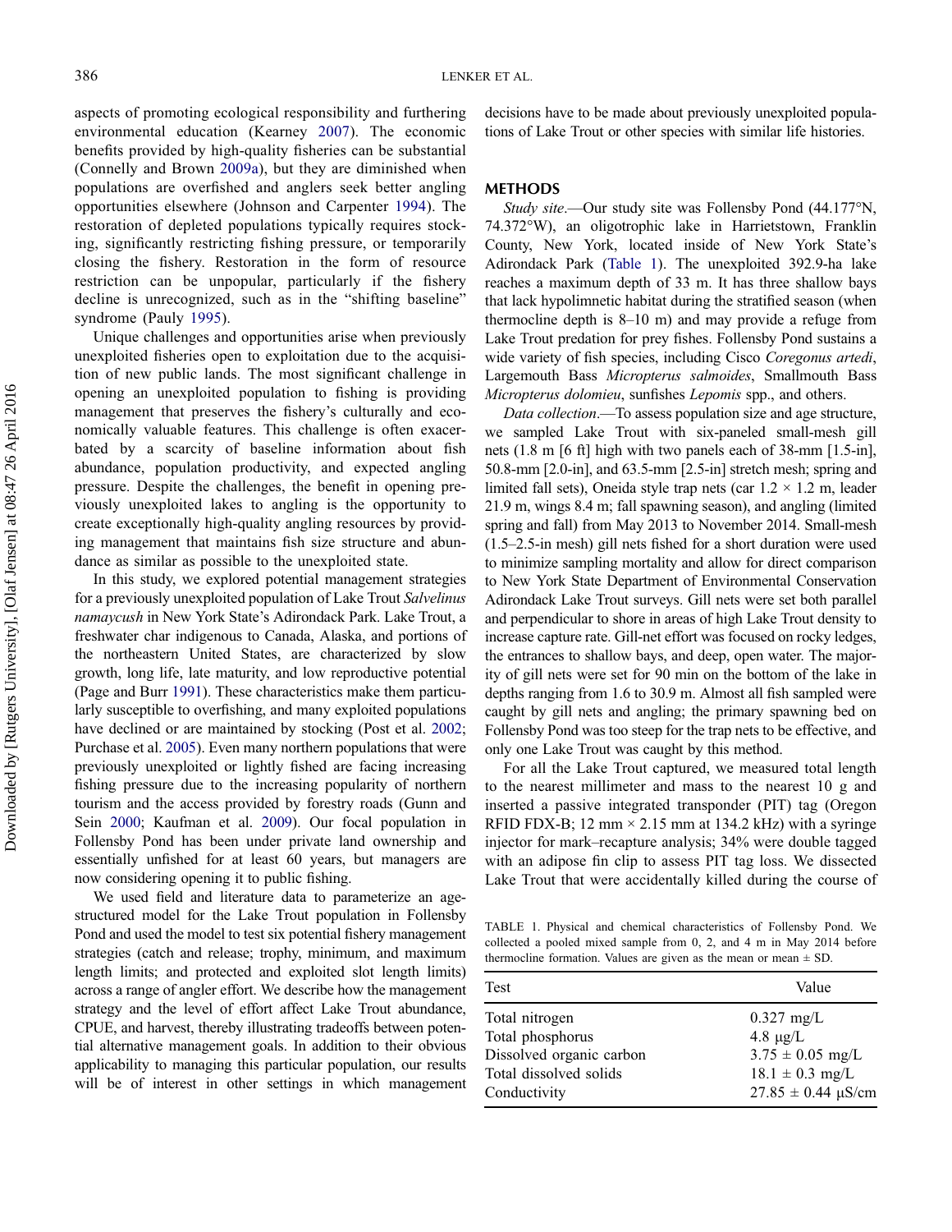aspects of promoting ecological responsibility and furthering environmental education (Kearney 2007). The economic benefits provided by high-quality fisheries can be substantial (Connelly and Brown 2009a), but they are diminished when populations are overfished and anglers seek better angling opportunities elsewhere (Johnson and Carpenter 1994). The restoration of depleted populations typically requires stocking, significantly restricting fishing pressure, or temporarily closing the fishery. Restoration in the form of resource restriction can be unpopular, particularly if the fishery decline is unrecognized, such as in the "shifting baseline" syndrome (Pauly 1995).

Unique challenges and opportunities arise when previously unexploited fisheries open to exploitation due to the acquisition of new public lands. The most significant challenge in opening an unexploited population to fishing is providing management that preserves the fishery's culturally and economically valuable features. This challenge is often exacerbated by a scarcity of baseline information about fish abundance, population productivity, and expected angling pressure. Despite the challenges, the benefit in opening previously unexploited lakes to angling is the opportunity to create exceptionally high-quality angling resources by providing management that maintains fish size structure and abundance as similar as possible to the unexploited state.

In this study, we explored potential management strategies for a previously unexploited population of Lake Trout *Salvelinus namaycush* in New York State's Adirondack Park. Lake Trout, a freshwater char indigenous to Canada, Alaska, and portions of the northeastern United States, are characterized by slow growth, long life, late maturity, and low reproductive potential (Page and Burr 1991). These characteristics make them particularly susceptible to overfishing, and many exploited populations have declined or are maintained by stocking (Post et al. 2002; Purchase et al. 2005). Even many northern populations that were previously unexploited or lightly fished are facing increasing fishing pressure due to the increasing popularity of northern tourism and the access provided by forestry roads (Gunn and Sein 2000; Kaufman et al. 2009). Our focal population in Follensby Pond has been under private land ownership and essentially unfished for at least 60 years, but managers are now considering opening it to public fishing.

We used field and literature data to parameterize an age-structured model for the Lake Trout population in Follensby Pond and used the model to test six potential fishery management strategies (catch and release; trophy, minimum, and maximum length limits; and protected and exploited slot length limits) across a range of angler effort. We describe how the management strategy and the level of effort affect Lake Trout abundance, CPUE, and harvest, thereby illustrating tradeoffs between potential alternative management goals. In addition to their obvious applicability to managing this particular population, our results will be of interest in other settings in which management decisions have to be made about previously unexploited populations of Lake Trout or other species with similar life histories.

## METHODS

*Study site*.—Our study site was Follensby Pond (44.177°N, 74.372°W), an oligotrophic lake in Harrietstown, Franklin County, New York, located inside of New York State's Adirondack Park (Table 1). The unexploited 392.9-ha lake reaches a maximum depth of 33 m. It has three shallow bays that lack hypolimnetic habitat during the stratified season (when thermocline depth is 8–10 m) and may provide a refuge from Lake Trout predation for prey fishes. Follensby Pond sustains a wide variety of fish species, including Cisco *Coregonus artedi*, Largemouth Bass *Micropterus salmoides*, Smallmouth Bass *Micropterus dolomieu*, sunfishes *Lepomis* spp., and others.

*Data collection*.—To assess population size and age structure, we sampled Lake Trout with six-paneled small-mesh gill nets (1.8 m [6 ft] high with two panels each of 38-mm [1.5-in], 50.8-mm [2.0-in], and 63.5-mm [2.5-in] stretch mesh; spring and limited fall sets), Oneida style trap nets (car 1.2 × 1.2 m, leader 21.9 m, wings 8.4 m; fall spawning season), and angling (limited spring and fall) from May 2013 to November 2014. Small-mesh (1.5–2.5-in mesh) gill nets fished for a short duration were used to minimize sampling mortality and allow for direct comparison to New York State Department of Environmental Conservation Adirondack Lake Trout surveys. Gill nets were set both parallel and perpendicular to shore in areas of high Lake Trout density to increase capture rate. Gill-net effort was focused on rocky ledges, the entrances to shallow bays, and deep, open water. The majority of gill nets were set for 90 min on the bottom of the lake in depths ranging from 1.6 to 30.9 m. Almost all fish sampled were caught by gill nets and angling; the primary spawning bed on Follensby Pond was too steep for the trap nets to be effective, and only one Lake Trout was caught by this method.

For all the Lake Trout captured, we measured total length to the nearest millimeter and mass to the nearest 10 g and inserted a passive integrated transponder (PIT) tag (Oregon RFID FDX-B; 12 mm × 2.15 mm at 134.2 kHz) with a syringe injector for mark–recapture analysis; 34% were double tagged with an adipose fin clip to assess PIT tag loss. We dissected Lake Trout that were accidentally killed during the course of

TABLE 1. Physical and chemical characteristics of Follensby Pond. We collected a pooled mixed sample from 0, 2, and 4 m in May 2014 before thermocline formation. Values are given as the mean or mean ± SD.

| Test | Value |
|---|---|
| Total nitrogen | 0.327 mg/L |
| Total phosphorus | 4.8 μg/L |
| Dissolved organic carbon | 3.75 ± 0.05 mg/L |
| Total dissolved solids | 18.1 ± 0.3 mg/L |
| Conductivity | 27.85 ± 0.44 μS/cm |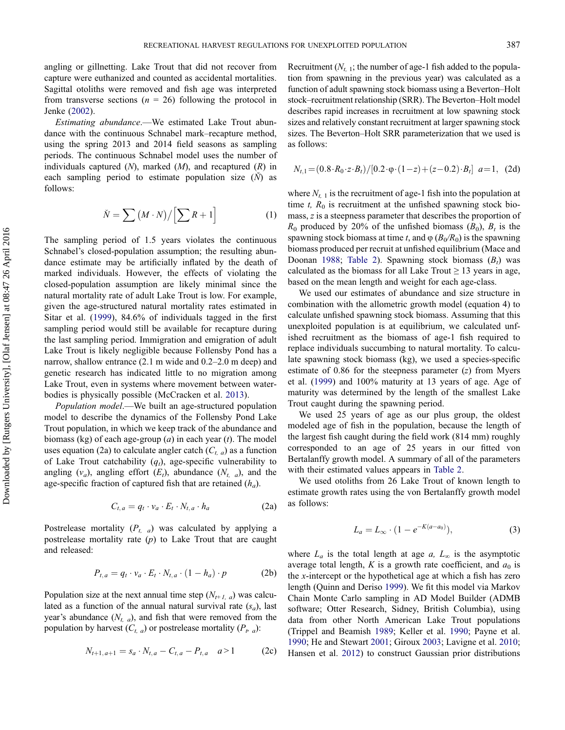angling or gillnetting. Lake Trout that did not recover from capture were euthanized and counted as accidental mortalities. Sagittal otoliths were removed and fish age was interpreted from transverse sections ($n$ = 26) following the protocol in Jenke (2002).

*Estimating abundance.*—We estimated Lake Trout abundance with the continuous Schnabel mark–recapture method, using the spring 2013 and 2014 field seasons as sampling periods. The continuous Schnabel model uses the number of individuals captured ($N$), marked ($M$), and recaptured ($R$) in each sampling period to estimate population size ($\check{N}$) as follows:

$$\check{N} = \sum (M \cdot N) / \left[\sum R + 1\right] \tag{1}$$

The sampling period of 1.5 years violates the continuous Schnabel's closed-population assumption; the resulting abundance estimate may be artificially inflated by the death of marked individuals. However, the effects of violating the closed-population assumption are likely minimal since the natural mortality rate of adult Lake Trout is low. For example, given the age-structured natural mortality rates estimated in Sitar et al. (1999), 84.6% of individuals tagged in the first sampling period would still be available for recapture during the last sampling period. Immigration and emigration of adult Lake Trout is likely negligible because Follensby Pond has a narrow, shallow entrance (2.1 m wide and 0.2–2.0 m deep) and genetic research has indicated little to no migration among Lake Trout, even in systems where movement between waterbodies is physically possible (McCracken et al. 2013).

*Population model.*—We built an age-structured population model to describe the dynamics of the Follensby Pond Lake Trout population, in which we keep track of the abundance and biomass (kg) of each age-group ($a$) in each year ($t$). The model uses equation (2a) to calculate angler catch ($C_{t,\,a}$) as a function of Lake Trout catchability ($q_t$), age-specific vulnerability to angling ($v_a$), angling effort ($E_t$), abundance ($N_{t,\,a}$), and the age-specific fraction of captured fish that are retained ($h_a$).

$$C_{t,a} = q_t \cdot v_a \cdot E_t \cdot N_{t,a} \cdot h_a \tag{2a}$$

Postrelease mortality ($P_{t,\,a}$) was calculated by applying a postrelease mortality rate ($p$) to Lake Trout that are caught and released:

$$P_{t,a} = q_t \cdot v_a \cdot E_t \cdot N_{t,a} \cdot (1 - h_a) \cdot p \tag{2b}$$

Population size at the next annual time step ($N_{t+1,\,a}$) was calculated as a function of the annual natural survival rate ($s_a$), last year's abundance ($N_{t,\,a}$), and fish that were removed from the population by harvest ($C_{t,\,a}$) or postrelease mortality ($P_{t,\,a}$):

$$N_{t+1,a+1} = s_a \cdot N_{t,a} - C_{t,a} - P_{t,a} \quad a > 1 \tag{2c}$$

Recruitment ($N_{t,\,1}$; the number of age-1 fish added to the population from spawning in the previous year) was calculated as a function of adult spawning stock biomass using a Beverton–Holt stock–recruitment relationship (SRR). The Beverton–Holt model describes rapid increases in recruitment at low spawning stock sizes and relatively constant recruitment at larger spawning stock sizes. The Beverton–Holt SRR parameterization that we used is as follows:

$$N_{t,1} = (0.8 \cdot R_0 \cdot z \cdot B_t) / [0.2 \cdot \varphi \cdot (1 - z) + (z - 0.2) \cdot B_t] \quad a = 1, \tag{2d}$$

where $N_{t,\,1}$ is the recruitment of age-1 fish into the population at time $t$, $R_0$ is recruitment at the unfished spawning stock biomass, $z$ is a steepness parameter that describes the proportion of $R_0$ produced by 20% of the unfished biomass ($B_0$), $B_t$ is the spawning stock biomass at time $t$, and $\varphi$ ($B_0/R_0$) is the spawning biomass produced per recruit at unfished equilibrium (Mace and Doonan 1988; Table 2). Spawning stock biomass ($B_t$) was calculated as the biomass for all Lake Trout ≥ 13 years in age, based on the mean length and weight for each age-class.

We used our estimates of abundance and size structure in combination with the allometric growth model (equation 4) to calculate unfished spawning stock biomass. Assuming that this unexploited population is at equilibrium, we calculated unfished recruitment as the biomass of age-1 fish required to replace individuals succumbing to natural mortality. To calculate spawning stock biomass (kg), we used a species-specific estimate of 0.86 for the steepness parameter ($z$) from Myers et al. (1999) and 100% maturity at 13 years of age. Age of maturity was determined by the length of the smallest Lake Trout caught during the spawning period.

We used 25 years of age as our plus group, the oldest modeled age of fish in the population, because the length of the largest fish caught during the field work (814 mm) roughly corresponded to an age of 25 years in our fitted von Bertalanffy growth model. A summary of all of the parameters with their estimated values appears in Table 2.

We used otoliths from 26 Lake Trout of known length to estimate growth rates using the von Bertalanffy growth model as follows:

$$L_a = L_\infty \cdot (1 - e^{-K(a - a_0)}), \tag{3}$$

where $L_a$ is the total length at age $a$, $L_\infty$ is the asymptotic average total length, $K$ is a growth rate coefficient, and $a_0$ is the $x$-intercept or the hypothetical age at which a fish has zero length (Quinn and Deriso 1999). We fit this model via Markov Chain Monte Carlo sampling in AD Model Builder (ADMB software; Otter Research, Sidney, British Columbia), using data from other North American Lake Trout populations (Trippel and Beamish 1989; Keller et al. 1990; Payne et al. 1990; He and Stewart 2001; Giroux 2003; Lavigne et al. 2010; Hansen et al. 2012) to construct Gaussian prior distributions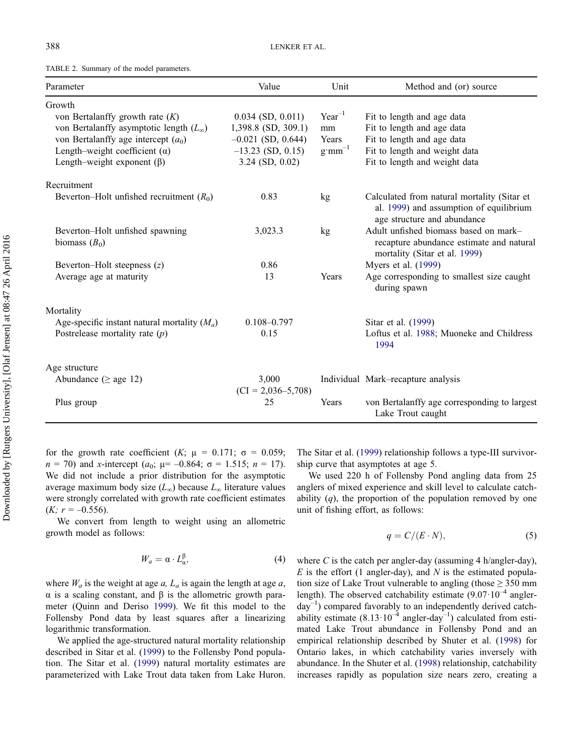TABLE 2. Summary of the model parameters.

| Parameter | Value | Unit | Method and (or) source |
|---|---|---|---|
| Growth | | | |
| von Bertalanffy growth rate ($K$) | 0.034 (SD, 0.011) | Year$^{-1}$ | Fit to length and age data |
| von Bertalanffy asymptotic length ($L_\infty$) | 1,398.8 (SD, 309.1) | mm | Fit to length and age data |
| von Bertalanffy age intercept ($a_0$) | –0.021 (SD, 0.644) | Years | Fit to length and age data |
| Length–weight coefficient (α) | –13.23 (SD, 0.15) | g·mm$^{-1}$ | Fit to length and weight data |
| Length–weight exponent (β) | 3.24 (SD, 0.02) | | Fit to length and weight data |
| Recruitment | | | |
| Beverton–Holt unfished recruitment ($R_0$) | 0.83 | kg | Calculated from natural mortality (Sitar et al. 1999) and assumption of equilibrium age structure and abundance |
| Beverton–Holt unfished spawning biomass ($B_0$) | 3,023.3 | kg | Adult unfished biomass based on mark–recapture abundance estimate and natural mortality (Sitar et al. 1999) |
| Beverton–Holt steepness ($z$) | 0.86 | | Myers et al. (1999) |
| Average age at maturity | 13 | Years | Age corresponding to smallest size caught during spawn |
| Mortality | | | |
| Age-specific instant natural mortality ($M_a$) | 0.108–0.797 | | Sitar et al. (1999) |
| Postrelease mortality rate ($p$) | 0.15 | | Loftus et al. 1988; Muoneke and Childress 1994 |
| Age structure | | | |
| Abundance (≥ age 12) | 3,000 (CI = 2,036–5,708) | Individual | Mark–recapture analysis |
| Plus group | 25 | Years | von Bertalanffy age corresponding to largest Lake Trout caught |

for the growth rate coefficient ($K$; μ = 0.171; σ = 0.059; $n$ = 70) and $x$-intercept ($a_0$; μ= –0.864; σ = 1.515; $n$ = 17). We did not include a prior distribution for the asymptotic average maximum body size ($L_\infty$) because $L_\infty$ literature values were strongly correlated with growth rate coefficient estimates ($K$; $r$ = –0.556).

We convert from length to weight using an allometric growth model as follows:

$$W_a = \alpha \cdot L_\alpha^\beta, \tag{4}$$

where $W_a$ is the weight at age $a$, $L_a$ is again the length at age $a$, α is a scaling constant, and β is the allometric growth parameter (Quinn and Deriso 1999). We fit this model to the Follensby Pond data by least squares after a linearizing logarithmic transformation.

We applied the age-structured natural mortality relationship described in Sitar et al. (1999) to the Follensby Pond population. The Sitar et al. (1999) natural mortality estimates are parameterized with Lake Trout data taken from Lake Huron. The Sitar et al. (1999) relationship follows a type-III survivorship curve that asymptotes at age 5.

We used 220 h of Follensby Pond angling data from 25 anglers of mixed experience and skill level to calculate catchability ($q$), the proportion of the population removed by one unit of fishing effort, as follows:

$$q = C/(E \cdot N), \tag{5}$$

where $C$ is the catch per angler-day (assuming 4 h/angler-day), $E$ is the effort (1 angler-day), and $N$ is the estimated population size of Lake Trout vulnerable to angling (those ≥ 350 mm length). The observed catchability estimate ($9.07 \cdot 10^{-4}$ angler-day$^{-1}$) compared favorably to an independently derived catchability estimate ($8.13 \cdot 10^{-4}$ angler-day$^{-1}$) calculated from estimated Lake Trout abundance in Follensby Pond and an empirical relationship described by Shuter et al. (1998) for Ontario lakes, in which catchability varies inversely with abundance. In the Shuter et al. (1998) relationship, catchability increases rapidly as population size nears zero, creating a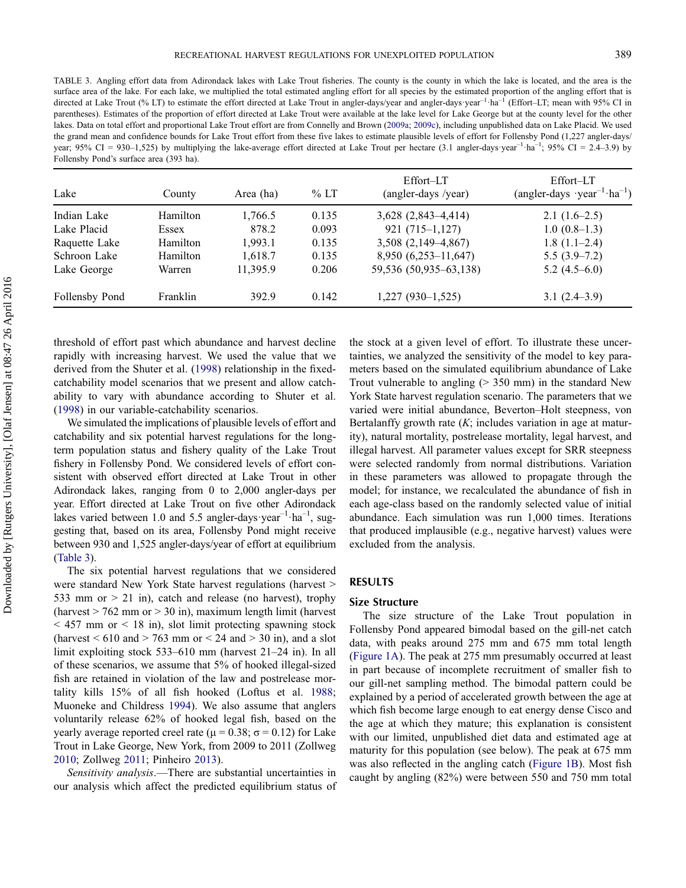TABLE 3. Angling effort data from Adirondack lakes with Lake Trout fisheries. The county is the county in which the lake is located, and the area is the surface area of the lake. For each lake, we multiplied the total estimated angling effort for all species by the estimated proportion of the angling effort that is directed at Lake Trout (% LT) to estimate the effort directed at Lake Trout in angler-days/year and angler-days·year$^{-1}$·ha$^{-1}$ (Effort–LT; mean with 95% CI in parentheses). Estimates of the proportion of effort directed at Lake Trout were available at the lake level for Lake George but at the county level for the other lakes. Data on total effort and proportional Lake Trout effort are from Connelly and Brown (2009a; 2009c), including unpublished data on Lake Placid. We used the grand mean and confidence bounds for Lake Trout effort from these five lakes to estimate plausible levels of effort for Follensby Pond (1,227 angler-days/year; 95% CI = 930–1,525) by multiplying the lake-average effort directed at Lake Trout per hectare (3.1 angler-days·year$^{-1}$·ha$^{-1}$; 95% CI = 2.4–3.9) by Follensby Pond's surface area (393 ha).

| Lake | County | Area (ha) | % LT | Effort–LT (angler-days /year) | Effort–LT (angler-days ·year$^{-1}$·ha$^{-1}$) |
|---|---|---|---|---|---|
| Indian Lake | Hamilton | 1,766.5 | 0.135 | 3,628 (2,843–4,414) | 2.1 (1.6–2.5) |
| Lake Placid | Essex | 878.2 | 0.093 | 921 (715–1,127) | 1.0 (0.8–1.3) |
| Raquette Lake | Hamilton | 1,993.1 | 0.135 | 3,508 (2,149–4,867) | 1.8 (1.1–2.4) |
| Schroon Lake | Hamilton | 1,618.7 | 0.135 | 8,950 (6,253–11,647) | 5.5 (3.9–7.2) |
| Lake George | Warren | 11,395.9 | 0.206 | 59,536 (50,935–63,138) | 5.2 (4.5–6.0) |
| Follensby Pond | Franklin | 392.9 | 0.142 | 1,227 (930–1,525) | 3.1 (2.4–3.9) |

threshold of effort past which abundance and harvest decline rapidly with increasing harvest. We used the value that we derived from the Shuter et al. (1998) relationship in the fixed-catchability model scenarios that we present and allow catchability to vary with abundance according to Shuter et al. (1998) in our variable-catchability scenarios.

We simulated the implications of plausible levels of effort and catchability and six potential harvest regulations for the long-term population status and fishery quality of the Lake Trout fishery in Follensby Pond. We considered levels of effort consistent with observed effort directed at Lake Trout in other Adirondack lakes, ranging from 0 to 2,000 angler-days per year. Effort directed at Lake Trout on five other Adirondack lakes varied between 1.0 and 5.5 angler-days·year$^{-1}$·ha$^{-1}$, suggesting that, based on its area, Follensby Pond might receive between 930 and 1,525 angler-days/year of effort at equilibrium (Table 3).

The six potential harvest regulations that we considered were standard New York State harvest regulations (harvest > 533 mm or > 21 in), catch and release (no harvest), trophy (harvest > 762 mm or > 30 in), maximum length limit (harvest < 457 mm or < 18 in), slot limit protecting spawning stock (harvest < 610 and > 763 mm or < 24 and > 30 in), and a slot limit exploiting stock 533–610 mm (harvest 21–24 in). In all of these scenarios, we assume that 5% of hooked illegal-sized fish are retained in violation of the law and postrelease mortality kills 15% of all fish hooked (Loftus et al. 1988; Muoneke and Childress 1994). We also assume that anglers voluntarily release 62% of hooked legal fish, based on the yearly average reported creel rate ($\mu = 0.38$; $\sigma = 0.12$) for Lake Trout in Lake George, New York, from 2009 to 2011 (Zollweg 2010; Zollweg 2011; Pinheiro 2013).

*Sensitivity analysis.*—There are substantial uncertainties in our analysis which affect the predicted equilibrium status of the stock at a given level of effort. To illustrate these uncertainties, we analyzed the sensitivity of the model to key parameters based on the simulated equilibrium abundance of Lake Trout vulnerable to angling (> 350 mm) in the standard New York State harvest regulation scenario. The parameters that we varied were initial abundance, Beverton–Holt steepness, von Bertalanffy growth rate ($K$; includes variation in age at maturity), natural mortality, postrelease mortality, legal harvest, and illegal harvest. All parameter values except for SRR steepness were selected randomly from normal distributions. Variation in these parameters was allowed to propagate through the model; for instance, we recalculated the abundance of fish in each age-class based on the randomly selected value of initial abundance. Each simulation was run 1,000 times. Iterations that produced implausible (e.g., negative harvest) values were excluded from the analysis.

## RESULTS

### Size Structure

The size structure of the Lake Trout population in Follensby Pond appeared bimodal based on the gill-net catch data, with peaks around 275 mm and 675 mm total length (Figure 1A). The peak at 275 mm presumably occurred at least in part because of incomplete recruitment of smaller fish to our gill-net sampling method. The bimodal pattern could be explained by a period of accelerated growth between the age at which fish become large enough to eat energy dense Cisco and the age at which they mature; this explanation is consistent with our limited, unpublished diet data and estimated age at maturity for this population (see below). The peak at 675 mm was also reflected in the angling catch (Figure 1B). Most fish caught by angling (82%) were between 550 and 750 mm total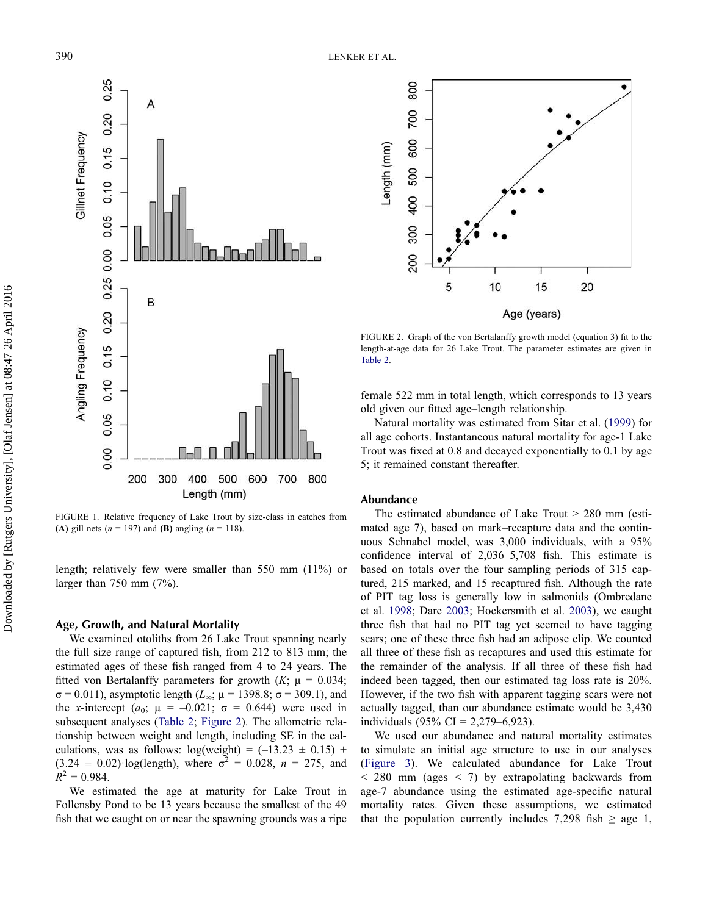FIGURE 1. Relative frequency of Lake Trout by size-class in catches from **(A)** gill nets ($n$ = 197) and **(B)** angling ($n$ = 118).

length; relatively few were smaller than 550 mm (11%) or larger than 750 mm (7%).

### Age, Growth, and Natural Mortality

We examined otoliths from 26 Lake Trout spanning nearly the full size range of captured fish, from 212 to 813 mm; the estimated ages of these fish ranged from 4 to 24 years. The fitted von Bertalanffy parameters for growth ($K$; $\mu$ = 0.034; $\sigma$ = 0.011), asymptotic length ($L_\infty$; $\mu$ = 1398.8; $\sigma$ = 309.1), and the $x$-intercept ($a_0$; $\mu$ = –0.021; $\sigma$ = 0.644) were used in subsequent analyses (Table 2; Figure 2). The allometric relationship between weight and length, including SE in the calculations, was as follows: log(weight) = (–13.23 ± 0.15) + (3.24 ± 0.02)·log(length), where $\sigma^2$ = 0.028, $n$ = 275, and $R^2$ = 0.984.

We estimated the age at maturity for Lake Trout in Follensby Pond to be 13 years because the smallest of the 49 fish that we caught on or near the spawning grounds was a ripe female 522 mm in total length, which corresponds to 13 years old given our fitted age–length relationship.

Natural mortality was estimated from Sitar et al. (1999) for all age cohorts. Instantaneous natural mortality for age-1 Lake Trout was fixed at 0.8 and decayed exponentially to 0.1 by age 5; it remained constant thereafter.

FIGURE 2. Graph of the von Bertalanffy growth model (equation 3) fit to the length-at-age data for 26 Lake Trout. The parameter estimates are given in Table 2.

### Abundance

The estimated abundance of Lake Trout > 280 mm (estimated age 7), based on mark–recapture data and the continuous Schnabel model, was 3,000 individuals, with a 95% confidence interval of 2,036–5,708 fish. This estimate is based on totals over the four sampling periods of 315 captured, 215 marked, and 15 recaptured fish. Although the rate of PIT tag loss is generally low in salmonids (Ombredane et al. 1998; Dare 2003; Hockersmith et al. 2003), we caught three fish that had no PIT tag yet seemed to have tagging scars; one of these three fish had an adipose clip. We counted all three of these fish as recaptures and used this estimate for the remainder of the analysis. If all three of these fish had indeed been tagged, then our estimated tag loss rate is 20%. However, if the two fish with apparent tagging scars were not actually tagged, than our abundance estimate would be 3,430 individuals (95% CI = 2,279–6,923).

We used our abundance and natural mortality estimates to simulate an initial age structure to use in our analyses (Figure 3). We calculated abundance for Lake Trout < 280 mm (ages < 7) by extrapolating backwards from age-7 abundance using the estimated age-specific natural mortality rates. Given these assumptions, we estimated that the population currently includes 7,298 fish ≥ age 1,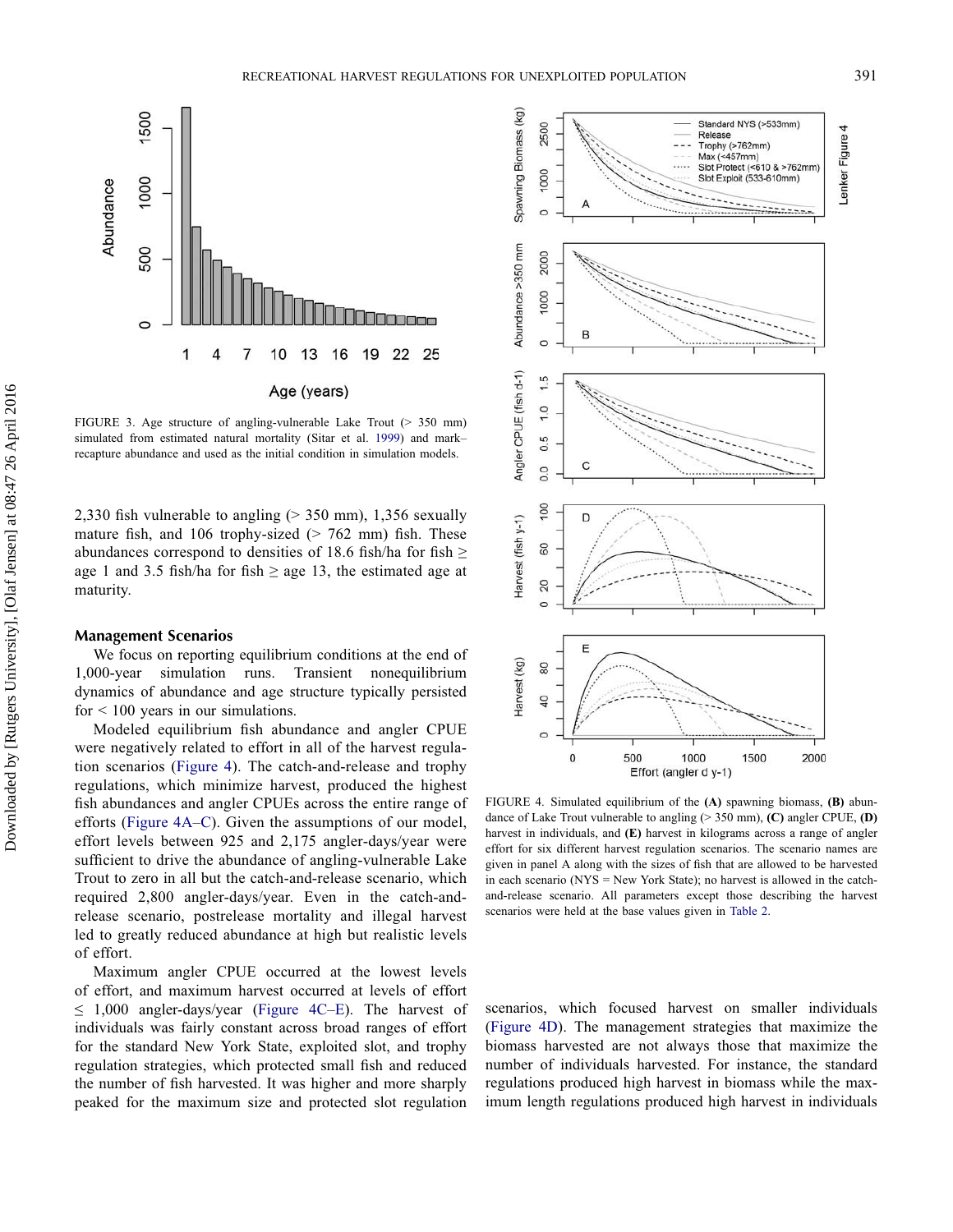FIGURE 3. Age structure of angling-vulnerable Lake Trout (> 350 mm) simulated from estimated natural mortality (Sitar et al. 1999) and mark–recapture abundance and used as the initial condition in simulation models.

2,330 fish vulnerable to angling (> 350 mm), 1,356 sexually mature fish, and 106 trophy-sized (> 762 mm) fish. These abundances correspond to densities of 18.6 fish/ha for fish ≥ age 1 and 3.5 fish/ha for fish ≥ age 13, the estimated age at maturity.

### Management Scenarios

We focus on reporting equilibrium conditions at the end of 1,000-year simulation runs. Transient nonequilibrium dynamics of abundance and age structure typically persisted for < 100 years in our simulations.

Modeled equilibrium fish abundance and angler CPUE were negatively related to effort in all of the harvest regulation scenarios (Figure 4). The catch-and-release and trophy regulations, which minimize harvest, produced the highest fish abundances and angler CPUEs across the entire range of efforts (Figure 4A–C). Given the assumptions of our model, effort levels between 925 and 2,175 angler-days/year were sufficient to drive the abundance of angling-vulnerable Lake Trout to zero in all but the catch-and-release scenario, which required 2,800 angler-days/year. Even in the catch-and-release scenario, postrelease mortality and illegal harvest led to greatly reduced abundance at high but realistic levels of effort.

Maximum angler CPUE occurred at the lowest levels of effort, and maximum harvest occurred at levels of effort ≤ 1,000 angler-days/year (Figure 4C–E). The harvest of individuals was fairly constant across broad ranges of effort for the standard New York State, exploited slot, and trophy regulation strategies, which protected small fish and reduced the number of fish harvested. It was higher and more sharply peaked for the maximum size and protected slot regulation scenarios, which focused harvest on smaller individuals (Figure 4D). The management strategies that maximize the biomass harvested are not always those that maximize the number of individuals harvested. For instance, the standard regulations produced high harvest in biomass while the maximum length regulations produced high harvest in individuals

FIGURE 4. Simulated equilibrium of the **(A)** spawning biomass, **(B)** abundance of Lake Trout vulnerable to angling (> 350 mm), **(C)** angler CPUE, **(D)** harvest in individuals, and **(E)** harvest in kilograms across a range of angler effort for six different harvest regulation scenarios. The scenario names are given in panel A along with the sizes of fish that are allowed to be harvested in each scenario (NYS = New York State); no harvest is allowed in the catch-and-release scenario. All parameters except those describing the harvest scenarios were held at the base values given in Table 2.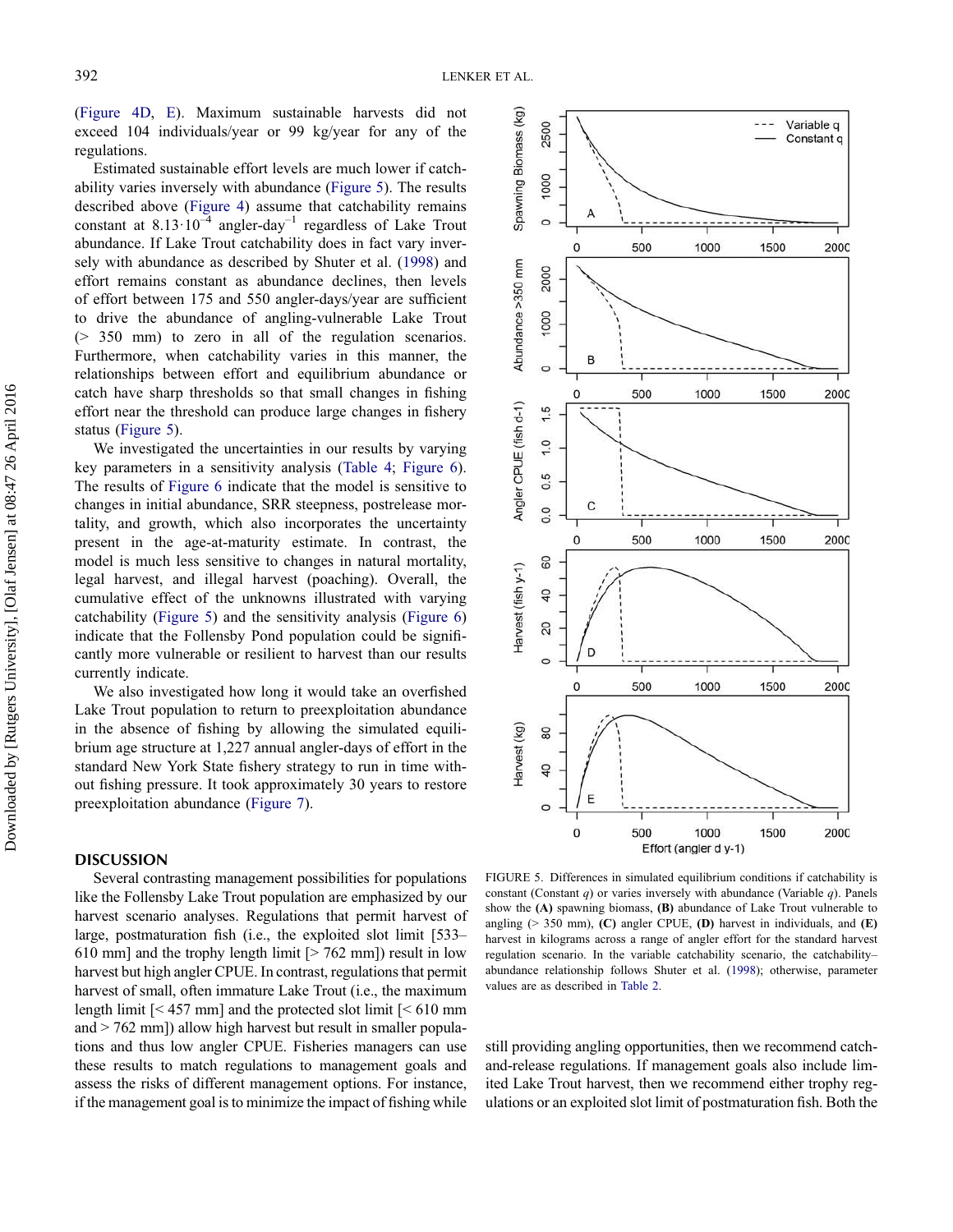(Figure 4D, E). Maximum sustainable harvests did not exceed 104 individuals/year or 99 kg/year for any of the regulations.

Estimated sustainable effort levels are much lower if catchability varies inversely with abundance (Figure 5). The results described above (Figure 4) assume that catchability remains constant at $8.13 \cdot 10^{-4}$ angler-day$^{-1}$ regardless of Lake Trout abundance. If Lake Trout catchability does in fact vary inversely with abundance as described by Shuter et al. (1998) and effort remains constant as abundance declines, then levels of effort between 175 and 550 angler-days/year are sufficient to drive the abundance of angling-vulnerable Lake Trout (> 350 mm) to zero in all of the regulation scenarios. Furthermore, when catchability varies in this manner, the relationships between effort and equilibrium abundance or catch have sharp thresholds so that small changes in fishing effort near the threshold can produce large changes in fishery status (Figure 5).

We investigated the uncertainties in our results by varying key parameters in a sensitivity analysis (Table 4; Figure 6). The results of Figure 6 indicate that the model is sensitive to changes in initial abundance, SRR steepness, postrelease mortality, and growth, which also incorporates the uncertainty present in the age-at-maturity estimate. In contrast, the model is much less sensitive to changes in natural mortality, legal harvest, and illegal harvest (poaching). Overall, the cumulative effect of the unknowns illustrated with varying catchability (Figure 5) and the sensitivity analysis (Figure 6) indicate that the Follensby Pond population could be significantly more vulnerable or resilient to harvest than our results currently indicate.

We also investigated how long it would take an overfished Lake Trout population to return to preexploitation abundance in the absence of fishing by allowing the simulated equilibrium age structure at 1,227 annual angler-days of effort in the standard New York State fishery strategy to run in time without fishing pressure. It took approximately 30 years to restore preexploitation abundance (Figure 7).

FIGURE 5. Differences in simulated equilibrium conditions if catchability is constant (Constant $q$) or varies inversely with abundance (Variable $q$). Panels show the **(A)** spawning biomass, **(B)** abundance of Lake Trout vulnerable to angling (> 350 mm), **(C)** angler CPUE, **(D)** harvest in individuals, and **(E)** harvest in kilograms across a range of angler effort for the standard harvest regulation scenario. In the variable catchability scenario, the catchability–abundance relationship follows Shuter et al. (1998); otherwise, parameter values are as described in Table 2.

## DISCUSSION

Several contrasting management possibilities for populations like the Follensby Lake Trout population are emphasized by our harvest scenario analyses. Regulations that permit harvest of large, postmaturation fish (i.e., the exploited slot limit [533–610 mm] and the trophy length limit [> 762 mm]) result in low harvest but high angler CPUE. In contrast, regulations that permit harvest of small, often immature Lake Trout (i.e., the maximum length limit [< 457 mm] and the protected slot limit [< 610 mm and > 762 mm]) allow high harvest but result in smaller populations and thus low angler CPUE. Fisheries managers can use these results to match regulations to management goals and assess the risks of different management options. For instance, if the management goal is to minimize the impact of fishing while still providing angling opportunities, then we recommend catch-and-release regulations. If management goals also include limited Lake Trout harvest, then we recommend either trophy regulations or an exploited slot limit of postmaturation fish. Both the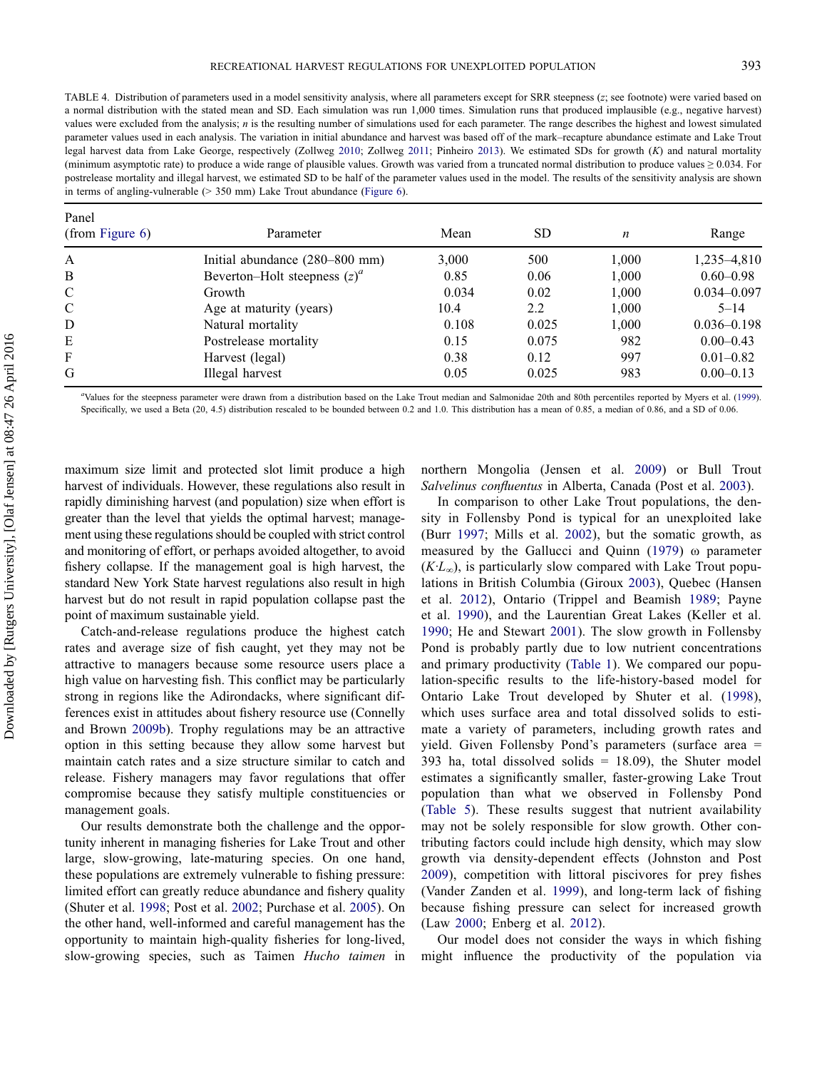TABLE 4. Distribution of parameters used in a model sensitivity analysis, where all parameters except for SRR steepness (*z*; see footnote) were varied based on a normal distribution with the stated mean and SD. Each simulation was run 1,000 times. Simulation runs that produced implausible (e.g., negative harvest) values were excluded from the analysis; *n* is the resulting number of simulations used for each parameter. The range describes the highest and lowest simulated parameter values used in each analysis. The variation in initial abundance and harvest was based off of the mark–recapture abundance estimate and Lake Trout legal harvest data from Lake George, respectively (Zollweg 2010; Zollweg 2011; Pinheiro 2013). We estimated SDs for growth (*K*) and natural mortality (minimum asymptotic rate) to produce a wide range of plausible values. Growth was varied from a truncated normal distribution to produce values ≥ 0.034. For postrelease mortality and illegal harvest, we estimated SD to be half of the parameter values used in the model. The results of the sensitivity analysis are shown in terms of angling-vulnerable (> 350 mm) Lake Trout abundance (Figure 6).

| Panel (from Figure 6) | Parameter | Mean | SD | *n* | Range |
|---|---|---|---|---|---|
| A | Initial abundance (280–800 mm) | 3,000 | 500 | 1,000 | 1,235–4,810 |
| B | Beverton–Holt steepness ($z$)[a] | 0.85 | 0.06 | 1,000 | 0.60–0.98 |
| C | Growth | 0.034 | 0.02 | 1,000 | 0.034–0.097 |
| C | Age at maturity (years) | 10.4 | 2.2 | 1,000 | 5–14 |
| D | Natural mortality | 0.108 | 0.025 | 1,000 | 0.036–0.198 |
| E | Postrelease mortality | 0.15 | 0.075 | 982 | 0.00–0.43 |
| F | Harvest (legal) | 0.38 | 0.12 | 997 | 0.01–0.82 |
| G | Illegal harvest | 0.05 | 0.025 | 983 | 0.00–0.13 |

[a]Values for the steepness parameter were drawn from a distribution based on the Lake Trout median and Salmonidae 20th and 80th percentiles reported by Myers et al. (1999). Specifically, we used a Beta (20, 4.5) distribution rescaled to be bounded between 0.2 and 1.0. This distribution has a mean of 0.85, a median of 0.86, and a SD of 0.06.

maximum size limit and protected slot limit produce a high harvest of individuals. However, these regulations also result in rapidly diminishing harvest (and population) size when effort is greater than the level that yields the optimal harvest; management using these regulations should be coupled with strict control and monitoring of effort, or perhaps avoided altogether, to avoid fishery collapse. If the management goal is high harvest, the standard New York State harvest regulations also result in high harvest but do not result in rapid population collapse past the point of maximum sustainable yield.

Catch-and-release regulations produce the highest catch rates and average size of fish caught, yet they may not be attractive to managers because some resource users place a high value on harvesting fish. This conflict may be particularly strong in regions like the Adirondacks, where significant differences exist in attitudes about fishery resource use (Connelly and Brown 2009b). Trophy regulations may be an attractive option in this setting because they allow some harvest but maintain catch rates and a size structure similar to catch and release. Fishery managers may favor regulations that offer compromise because they satisfy multiple constituencies or management goals.

Our results demonstrate both the challenge and the opportunity inherent in managing fisheries for Lake Trout and other large, slow-growing, late-maturing species. On one hand, these populations are extremely vulnerable to fishing pressure: limited effort can greatly reduce abundance and fishery quality (Shuter et al. 1998; Post et al. 2002; Purchase et al. 2005). On the other hand, well-informed and careful management has the opportunity to maintain high-quality fisheries for long-lived, slow-growing species, such as Taimen *Hucho taimen* in northern Mongolia (Jensen et al. 2009) or Bull Trout *Salvelinus confluentus* in Alberta, Canada (Post et al. 2003).

In comparison to other Lake Trout populations, the density in Follensby Pond is typical for an unexploited lake (Burr 1997; Mills et al. 2002), but the somatic growth, as measured by the Gallucci and Quinn (1979) ω parameter ($K{\cdot}L_\infty$), is particularly slow compared with Lake Trout populations in British Columbia (Giroux 2003), Quebec (Hansen et al. 2012), Ontario (Trippel and Beamish 1989; Payne et al. 1990), and the Laurentian Great Lakes (Keller et al. 1990; He and Stewart 2001). The slow growth in Follensby Pond is probably partly due to low nutrient concentrations and primary productivity (Table 1). We compared our population-specific results to the life-history-based model for Ontario Lake Trout developed by Shuter et al. (1998), which uses surface area and total dissolved solids to estimate a variety of parameters, including growth rates and yield. Given Follensby Pond's parameters (surface area = 393 ha, total dissolved solids = 18.09), the Shuter model estimates a significantly smaller, faster-growing Lake Trout population than what we observed in Follensby Pond (Table 5). These results suggest that nutrient availability may not be solely responsible for slow growth. Other contributing factors could include high density, which may slow growth via density-dependent effects (Johnston and Post 2009), competition with littoral piscivores for prey fishes (Vander Zanden et al. 1999), and long-term lack of fishing because fishing pressure can select for increased growth (Law 2000; Enberg et al. 2012).

Our model does not consider the ways in which fishing might influence the productivity of the population via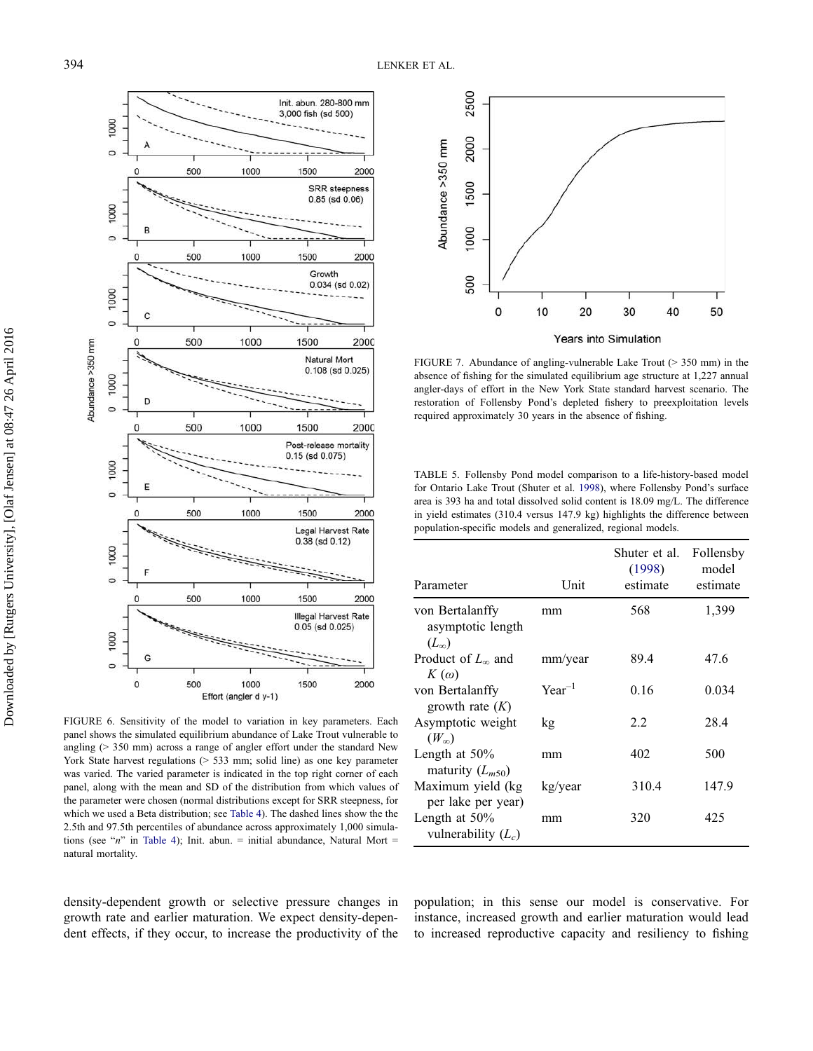FIGURE 6. Sensitivity of the model to variation in key parameters. Each panel shows the simulated equilibrium abundance of Lake Trout vulnerable to angling (> 350 mm) across a range of angler effort under the standard New York State harvest regulations (> 533 mm; solid line) as one key parameter was varied. The varied parameter is indicated in the top right corner of each panel, along with the mean and SD of the distribution from which values of the parameter were chosen (normal distributions except for SRR steepness, for which we used a Beta distribution; see Table 4). The dashed lines show the the 2.5th and 97.5th percentiles of abundance across approximately 1,000 simulations (see "$n$" in Table 4); Init. abun. = initial abundance, Natural Mort = natural mortality.

FIGURE 7. Abundance of angling-vulnerable Lake Trout (> 350 mm) in the absence of fishing for the simulated equilibrium age structure at 1,227 annual angler-days of effort in the New York State standard harvest scenario. The restoration of Follensby Pond's depleted fishery to preexploitation levels required approximately 30 years in the absence of fishing.

TABLE 5. Follensby Pond model comparison to a life-history-based model for Ontario Lake Trout (Shuter et al. 1998), where Follensby Pond's surface area is 393 ha and total dissolved solid content is 18.09 mg/L. The difference in yield estimates (310.4 versus 147.9 kg) highlights the difference between population-specific models and generalized, regional models.

| Parameter | Unit | Shuter et al. (1998) estimate | Follensby model estimate |
|---|---|---|---|
| von Bertalanffy asymptotic length ($L_\infty$) | mm | 568 | 1,399 |
| Product of $L_\infty$ and $K$ ($\omega$) | mm/year | 89.4 | 47.6 |
| von Bertalanffy growth rate ($K$) | Year$^{-1}$ | 0.16 | 0.034 |
| Asymptotic weight ($W_\infty$) | kg | 2.2 | 28.4 |
| Length at 50% maturity ($L_{m50}$) | mm | 402 | 500 |
| Maximum yield (kg per lake per year) | kg/year | 310.4 | 147.9 |
| Length at 50% vulnerability ($L_c$) | mm | 320 | 425 |

density-dependent growth or selective pressure changes in growth rate and earlier maturation. We expect density-dependent effects, if they occur, to increase the productivity of the population; in this sense our model is conservative. For instance, increased growth and earlier maturation would lead to increased reproductive capacity and resiliency to fishing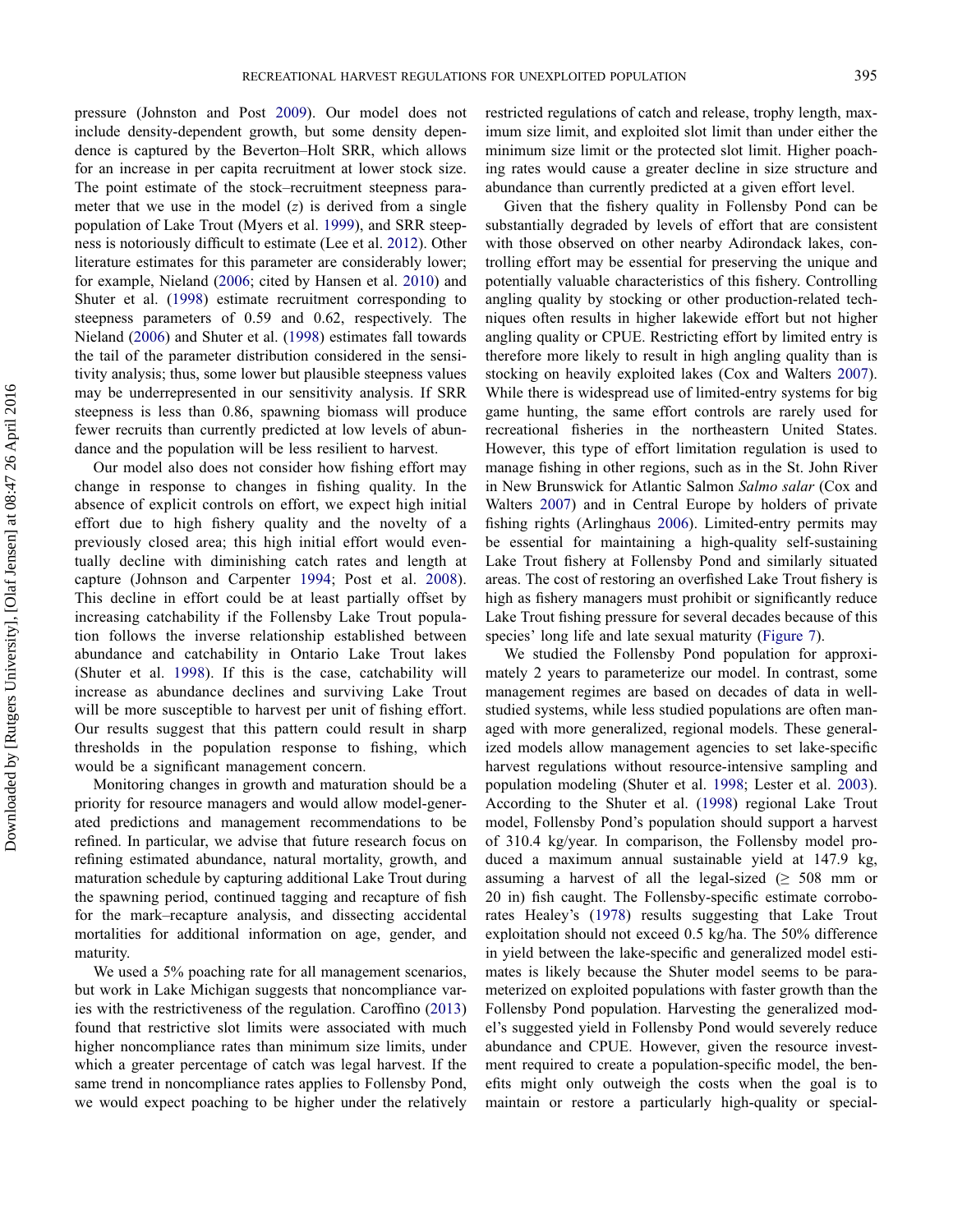pressure (Johnston and Post 2009). Our model does not include density-dependent growth, but some density dependence is captured by the Beverton–Holt SRR, which allows for an increase in per capita recruitment at lower stock size. The point estimate of the stock–recruitment steepness parameter that we use in the model ($z$) is derived from a single population of Lake Trout (Myers et al. 1999), and SRR steepness is notoriously difficult to estimate (Lee et al. 2012). Other literature estimates for this parameter are considerably lower; for example, Nieland (2006; cited by Hansen et al. 2010) and Shuter et al. (1998) estimate recruitment corresponding to steepness parameters of 0.59 and 0.62, respectively. The Nieland (2006) and Shuter et al. (1998) estimates fall towards the tail of the parameter distribution considered in the sensitivity analysis; thus, some lower but plausible steepness values may be underrepresented in our sensitivity analysis. If SRR steepness is less than 0.86, spawning biomass will produce fewer recruits than currently predicted at low levels of abundance and the population will be less resilient to harvest.

Our model also does not consider how fishing effort may change in response to changes in fishing quality. In the absence of explicit controls on effort, we expect high initial effort due to high fishery quality and the novelty of a previously closed area; this high initial effort would eventually decline with diminishing catch rates and length at capture (Johnson and Carpenter 1994; Post et al. 2008). This decline in effort could be at least partially offset by increasing catchability if the Follensby Lake Trout population follows the inverse relationship established between abundance and catchability in Ontario Lake Trout lakes (Shuter et al. 1998). If this is the case, catchability will increase as abundance declines and surviving Lake Trout will be more susceptible to harvest per unit of fishing effort. Our results suggest that this pattern could result in sharp thresholds in the population response to fishing, which would be a significant management concern.

Monitoring changes in growth and maturation should be a priority for resource managers and would allow model-generated predictions and management recommendations to be refined. In particular, we advise that future research focus on refining estimated abundance, natural mortality, growth, and maturation schedule by capturing additional Lake Trout during the spawning period, continued tagging and recapture of fish for the mark–recapture analysis, and dissecting accidental mortalities for additional information on age, gender, and maturity.

We used a 5% poaching rate for all management scenarios, but work in Lake Michigan suggests that noncompliance varies with the restrictiveness of the regulation. Caroffino (2013) found that restrictive slot limits were associated with much higher noncompliance rates than minimum size limits, under which a greater percentage of catch was legal harvest. If the same trend in noncompliance rates applies to Follensby Pond, we would expect poaching to be higher under the relatively restricted regulations of catch and release, trophy length, maximum size limit, and exploited slot limit than under either the minimum size limit or the protected slot limit. Higher poaching rates would cause a greater decline in size structure and abundance than currently predicted at a given effort level.

Given that the fishery quality in Follensby Pond can be substantially degraded by levels of effort that are consistent with those observed on other nearby Adirondack lakes, controlling effort may be essential for preserving the unique and potentially valuable characteristics of this fishery. Controlling angling quality by stocking or other production-related techniques often results in higher lakewide effort but not higher angling quality or CPUE. Restricting effort by limited entry is therefore more likely to result in high angling quality than is stocking on heavily exploited lakes (Cox and Walters 2007). While there is widespread use of limited-entry systems for big game hunting, the same effort controls are rarely used for recreational fisheries in the northeastern United States. However, this type of effort limitation regulation is used to manage fishing in other regions, such as in the St. John River in New Brunswick for Atlantic Salmon *Salmo salar* (Cox and Walters 2007) and in Central Europe by holders of private fishing rights (Arlinghaus 2006). Limited-entry permits may be essential for maintaining a high-quality self-sustaining Lake Trout fishery at Follensby Pond and similarly situated areas. The cost of restoring an overfished Lake Trout fishery is high as fishery managers must prohibit or significantly reduce Lake Trout fishing pressure for several decades because of this species' long life and late sexual maturity (Figure 7).

We studied the Follensby Pond population for approximately 2 years to parameterize our model. In contrast, some management regimes are based on decades of data in well-studied systems, while less studied populations are often managed with more generalized, regional models. These generalized models allow management agencies to set lake-specific harvest regulations without resource-intensive sampling and population modeling (Shuter et al. 1998; Lester et al. 2003). According to the Shuter et al. (1998) regional Lake Trout model, Follensby Pond's population should support a harvest of 310.4 kg/year. In comparison, the Follensby model produced a maximum annual sustainable yield at 147.9 kg, assuming a harvest of all the legal-sized (≥ 508 mm or 20 in) fish caught. The Follensby-specific estimate corroborates Healey's (1978) results suggesting that Lake Trout exploitation should not exceed 0.5 kg/ha. The 50% difference in yield between the lake-specific and generalized model estimates is likely because the Shuter model seems to be parameterized on exploited populations with faster growth than the Follensby Pond population. Harvesting the generalized model's suggested yield in Follensby Pond would severely reduce abundance and CPUE. However, given the resource investment required to create a population-specific model, the benefits might only outweigh the costs when the goal is to maintain or restore a particularly high-quality or special-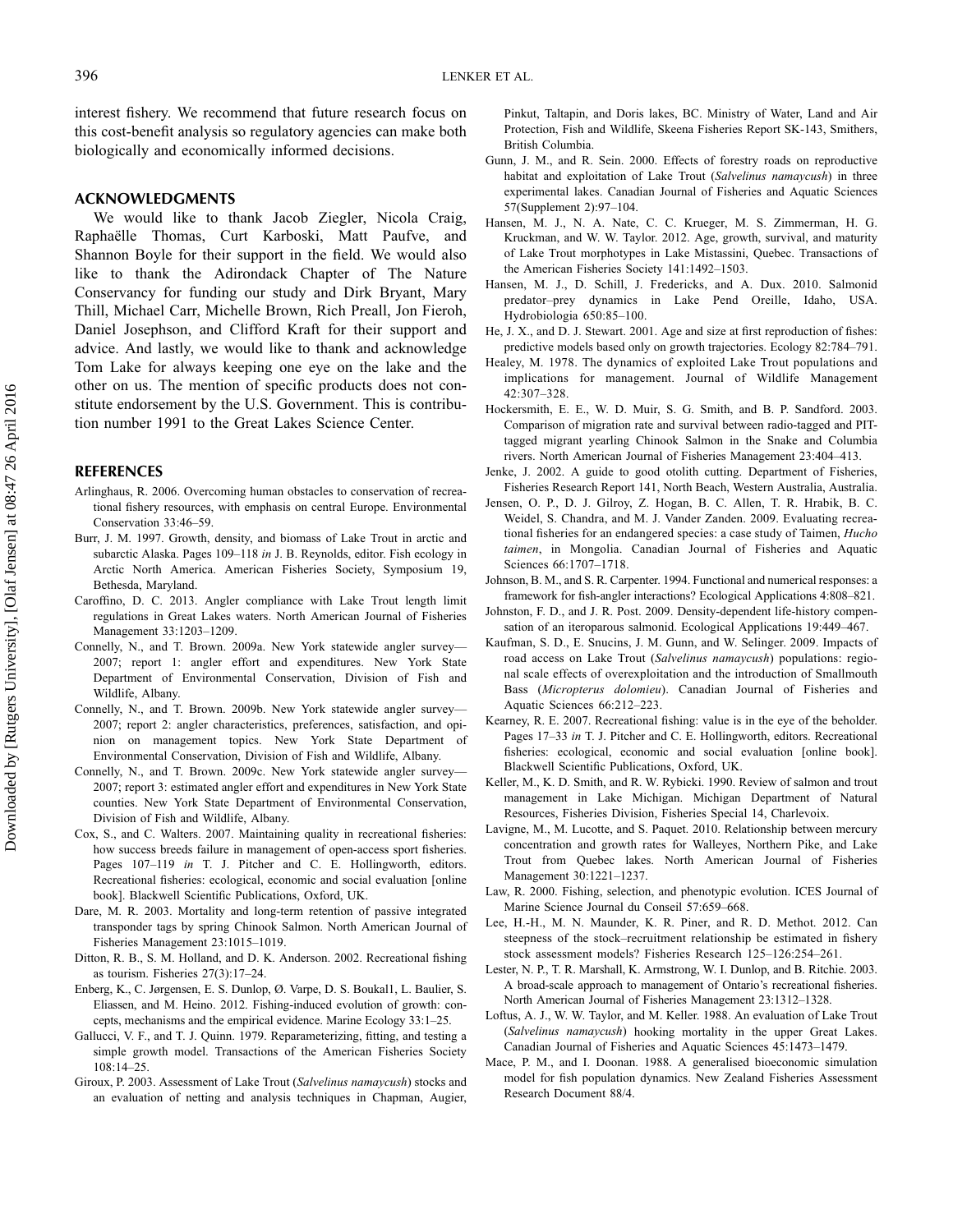interest fishery. We recommend that future research focus on this cost-benefit analysis so regulatory agencies can make both biologically and economically informed decisions.

## ACKNOWLEDGMENTS

We would like to thank Jacob Ziegler, Nicola Craig, Raphaëlle Thomas, Curt Karboski, Matt Paufve, and Shannon Boyle for their support in the field. We would also like to thank the Adirondack Chapter of The Nature Conservancy for funding our study and Dirk Bryant, Mary Thill, Michael Carr, Michelle Brown, Rich Preall, Jon Fieroh, Daniel Josephson, and Clifford Kraft for their support and advice. And lastly, we would like to thank and acknowledge Tom Lake for always keeping one eye on the lake and the other on us. The mention of specific products does not constitute endorsement by the U.S. Government. This is contribution number 1991 to the Great Lakes Science Center.

## REFERENCES

Arlinghaus, R. 2006. Overcoming human obstacles to conservation of recreational fishery resources, with emphasis on central Europe. Environmental Conservation 33:46–59.

Burr, J. M. 1997. Growth, density, and biomass of Lake Trout in arctic and subarctic Alaska. Pages 109–118 *in* J. B. Reynolds, editor. Fish ecology in Arctic North America. American Fisheries Society, Symposium 19, Bethesda, Maryland.

Caroffino, D. C. 2013. Angler compliance with Lake Trout length limit regulations in Great Lakes waters. North American Journal of Fisheries Management 33:1203–1209.

Connelly, N., and T. Brown. 2009a. New York statewide angler survey—2007; report 1: angler effort and expenditures. New York State Department of Environmental Conservation, Division of Fish and Wildlife, Albany.

Connelly, N., and T. Brown. 2009b. New York statewide angler survey—2007; report 2: angler characteristics, preferences, satisfaction, and opinion on management topics. New York State Department of Environmental Conservation, Division of Fish and Wildlife, Albany.

Connelly, N., and T. Brown. 2009c. New York statewide angler survey—2007; report 3: estimated angler effort and expenditures in New York State counties. New York State Department of Environmental Conservation, Division of Fish and Wildlife, Albany.

Cox, S., and C. Walters. 2007. Maintaining quality in recreational fisheries: how success breeds failure in management of open-access sport fisheries. Pages 107–119 *in* T. J. Pitcher and C. E. Hollingworth, editors. Recreational fisheries: ecological, economic and social evaluation [online book]. Blackwell Scientific Publications, Oxford, UK.

Dare, M. R. 2003. Mortality and long-term retention of passive integrated transponder tags by spring Chinook Salmon. North American Journal of Fisheries Management 23:1015–1019.

Ditton, R. B., S. M. Holland, and D. K. Anderson. 2002. Recreational fishing as tourism. Fisheries 27(3):17–24.

Enberg, K., C. Jørgensen, E. S. Dunlop, Ø. Varpe, D. S. Boukal1, L. Baulier, S. Eliassen, and M. Heino. 2012. Fishing-induced evolution of growth: concepts, mechanisms and the empirical evidence. Marine Ecology 33:1–25.

Gallucci, V. F., and T. J. Quinn. 1979. Reparameterizing, fitting, and testing a simple growth model. Transactions of the American Fisheries Society 108:14–25.

Giroux, P. 2003. Assessment of Lake Trout (*Salvelinus namaycush*) stocks and an evaluation of netting and analysis techniques in Chapman, Augier, Pinkut, Taltapin, and Doris lakes, BC. Ministry of Water, Land and Air Protection, Fish and Wildlife, Skeena Fisheries Report SK-143, Smithers, British Columbia.

Gunn, J. M., and R. Sein. 2000. Effects of forestry roads on reproductive habitat and exploitation of Lake Trout (*Salvelinus namaycush*) in three experimental lakes. Canadian Journal of Fisheries and Aquatic Sciences 57(Supplement 2):97–104.

Hansen, M. J., N. A. Nate, C. C. Krueger, M. S. Zimmerman, H. G. Kruckman, and W. W. Taylor. 2012. Age, growth, survival, and maturity of Lake Trout morphotypes in Lake Mistassini, Quebec. Transactions of the American Fisheries Society 141:1492–1503.

Hansen, M. J., D. Schill, J. Fredericks, and A. Dux. 2010. Salmonid predator–prey dynamics in Lake Pend Oreille, Idaho, USA. Hydrobiologia 650:85–100.

He, J. X., and D. J. Stewart. 2001. Age and size at first reproduction of fishes: predictive models based only on growth trajectories. Ecology 82:784–791.

Healey, M. 1978. The dynamics of exploited Lake Trout populations and implications for management. Journal of Wildlife Management 42:307–328.

Hockersmith, E. E., W. D. Muir, S. G. Smith, and B. P. Sandford. 2003. Comparison of migration rate and survival between radio-tagged and PIT-tagged migrant yearling Chinook Salmon in the Snake and Columbia rivers. North American Journal of Fisheries Management 23:404–413.

Jenke, J. 2002. A guide to good otolith cutting. Department of Fisheries, Fisheries Research Report 141, North Beach, Western Australia, Australia.

Jensen, O. P., D. J. Gilroy, Z. Hogan, B. C. Allen, T. R. Hrabik, B. C. Weidel, S. Chandra, and M. J. Vander Zanden. 2009. Evaluating recreational fisheries for an endangered species: a case study of Taimen, *Hucho taimen*, in Mongolia. Canadian Journal of Fisheries and Aquatic Sciences 66:1707–1718.

Johnson, B. M., and S. R. Carpenter. 1994. Functional and numerical responses: a framework for fish-angler interactions? Ecological Applications 4:808–821.

Johnston, F. D., and J. R. Post. 2009. Density-dependent life-history compensation of an iteroparous salmonid. Ecological Applications 19:449–467.

Kaufman, S. D., E. Snucins, J. M. Gunn, and W. Selinger. 2009. Impacts of road access on Lake Trout (*Salvelinus namaycush*) populations: regional scale effects of overexploitation and the introduction of Smallmouth Bass (*Micropterus dolomieu*). Canadian Journal of Fisheries and Aquatic Sciences 66:212–223.

Kearney, R. E. 2007. Recreational fishing: value is in the eye of the beholder. Pages 17–33 *in* T. J. Pitcher and C. E. Hollingworth, editors. Recreational fisheries: ecological, economic and social evaluation [online book]. Blackwell Scientific Publications, Oxford, UK.

Keller, M., K. D. Smith, and R. W. Rybicki. 1990. Review of salmon and trout management in Lake Michigan. Michigan Department of Natural Resources, Fisheries Division, Fisheries Special 14, Charlevoix.

Lavigne, M., M. Lucotte, and S. Paquet. 2010. Relationship between mercury concentration and growth rates for Walleyes, Northern Pike, and Lake Trout from Quebec lakes. North American Journal of Fisheries Management 30:1221–1237.

Law, R. 2000. Fishing, selection, and phenotypic evolution. ICES Journal of Marine Science Journal du Conseil 57:659–668.

Lee, H.-H., M. N. Maunder, K. R. Piner, and R. D. Methot. 2012. Can steepness of the stock–recruitment relationship be estimated in fishery stock assessment models? Fisheries Research 125–126:254–261.

Lester, N. P., T. R. Marshall, K. Armstrong, W. I. Dunlop, and B. Ritchie. 2003. A broad-scale approach to management of Ontario's recreational fisheries. North American Journal of Fisheries Management 23:1312–1328.

Loftus, A. J., W. W. Taylor, and M. Keller. 1988. An evaluation of Lake Trout (*Salvelinus namaycush*) hooking mortality in the upper Great Lakes. Canadian Journal of Fisheries and Aquatic Sciences 45:1473–1479.

Mace, P. M., and I. Doonan. 1988. A generalised bioeconomic simulation model for fish population dynamics. New Zealand Fisheries Assessment Research Document 88/4.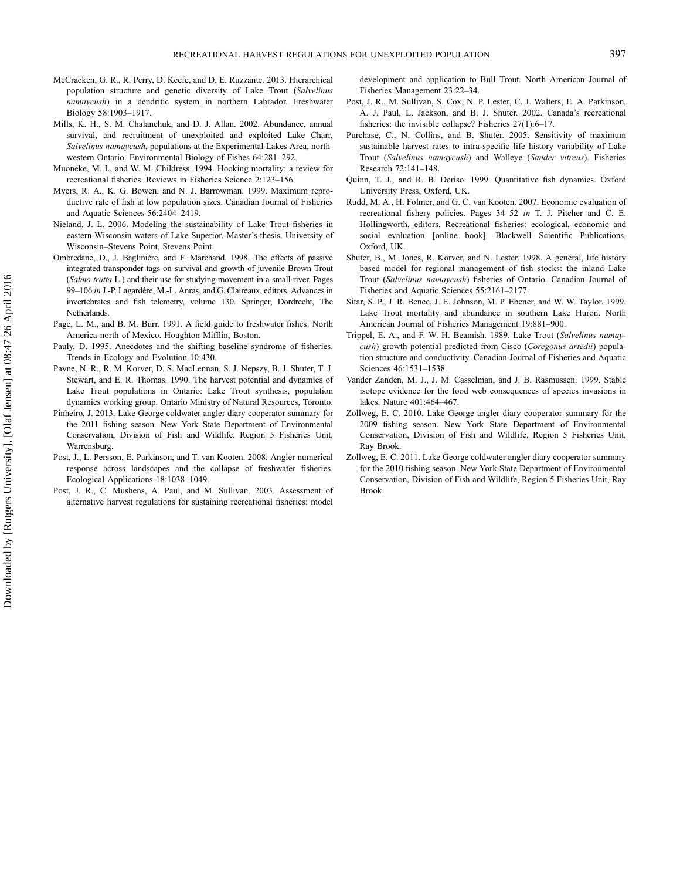McCracken, G. R., R. Perry, D. Keefe, and D. E. Ruzzante. 2013. Hierarchical population structure and genetic diversity of Lake Trout (*Salvelinus namaycush*) in a dendritic system in northern Labrador. Freshwater Biology 58:1903–1917.

Mills, K. H., S. M. Chalanchuk, and D. J. Allan. 2002. Abundance, annual survival, and recruitment of unexploited and exploited Lake Charr, *Salvelinus namaycush*, populations at the Experimental Lakes Area, northwestern Ontario. Environmental Biology of Fishes 64:281–292.

Muoneke, M. I., and W. M. Childress. 1994. Hooking mortality: a review for recreational fisheries. Reviews in Fisheries Science 2:123–156.

Myers, R. A., K. G. Bowen, and N. J. Barrowman. 1999. Maximum reproductive rate of fish at low population sizes. Canadian Journal of Fisheries and Aquatic Sciences 56:2404–2419.

Nieland, J. L. 2006. Modeling the sustainability of Lake Trout fisheries in eastern Wisconsin waters of Lake Superior. Master's thesis. University of Wisconsin–Stevens Point, Stevens Point.

Ombredane, D., J. Baglinière, and F. Marchand. 1998. The effects of passive integrated transponder tags on survival and growth of juvenile Brown Trout (*Salmo trutta* L.) and their use for studying movement in a small river. Pages 99–106 *in* J.-P. Lagardère, M.-L. Anras, and G. Claireaux, editors. Advances in invertebrates and fish telemetry, volume 130. Springer, Dordrecht, The Netherlands.

Page, L. M., and B. M. Burr. 1991. A field guide to freshwater fishes: North America north of Mexico. Houghton Mifflin, Boston.

Pauly, D. 1995. Anecdotes and the shifting baseline syndrome of fisheries. Trends in Ecology and Evolution 10:430.

Payne, N. R., R. M. Korver, D. S. MacLennan, S. J. Nepszy, B. J. Shuter, T. J. Stewart, and E. R. Thomas. 1990. The harvest potential and dynamics of Lake Trout populations in Ontario: Lake Trout synthesis, population dynamics working group. Ontario Ministry of Natural Resources, Toronto.

Pinheiro, J. 2013. Lake George coldwater angler diary cooperator summary for the 2011 fishing season. New York State Department of Environmental Conservation, Division of Fish and Wildlife, Region 5 Fisheries Unit, Warrensburg.

Post, J., L. Persson, E. Parkinson, and T. van Kooten. 2008. Angler numerical response across landscapes and the collapse of freshwater fisheries. Ecological Applications 18:1038–1049.

Post, J. R., C. Mushens, A. Paul, and M. Sullivan. 2003. Assessment of alternative harvest regulations for sustaining recreational fisheries: model development and application to Bull Trout. North American Journal of Fisheries Management 23:22–34.

Post, J. R., M. Sullivan, S. Cox, N. P. Lester, C. J. Walters, E. A. Parkinson, A. J. Paul, L. Jackson, and B. J. Shuter. 2002. Canada's recreational fisheries: the invisible collapse? Fisheries 27(1):6–17.

Purchase, C., N. Collins, and B. Shuter. 2005. Sensitivity of maximum sustainable harvest rates to intra-specific life history variability of Lake Trout (*Salvelinus namaycush*) and Walleye (*Sander vitreus*). Fisheries Research 72:141–148.

Quinn, T. J., and R. B. Deriso. 1999. Quantitative fish dynamics. Oxford University Press, Oxford, UK.

Rudd, M. A., H. Folmer, and G. C. van Kooten. 2007. Economic evaluation of recreational fishery policies. Pages 34–52 *in* T. J. Pitcher and C. E. Hollingworth, editors. Recreational fisheries: ecological, economic and social evaluation [online book]. Blackwell Scientific Publications, Oxford, UK.

Shuter, B., M. Jones, R. Korver, and N. Lester. 1998. A general, life history based model for regional management of fish stocks: the inland Lake Trout (*Salvelinus namaycush*) fisheries of Ontario. Canadian Journal of Fisheries and Aquatic Sciences 55:2161–2177.

Sitar, S. P., J. R. Bence, J. E. Johnson, M. P. Ebener, and W. W. Taylor. 1999. Lake Trout mortality and abundance in southern Lake Huron. North American Journal of Fisheries Management 19:881–900.

Trippel, E. A., and F. W. H. Beamish. 1989. Lake Trout (*Salvelinus namaycush*) growth potential predicted from Cisco (*Coregonus artedii*) population structure and conductivity. Canadian Journal of Fisheries and Aquatic Sciences 46:1531–1538.

Vander Zanden, M. J., J. M. Casselman, and J. B. Rasmussen. 1999. Stable isotope evidence for the food web consequences of species invasions in lakes. Nature 401:464–467.

Zollweg, E. C. 2010. Lake George angler diary cooperator summary for the 2009 fishing season. New York State Department of Environmental Conservation, Division of Fish and Wildlife, Region 5 Fisheries Unit, Ray Brook.

Zollweg, E. C. 2011. Lake George coldwater angler diary cooperator summary for the 2010 fishing season. New York State Department of Environmental Conservation, Division of Fish and Wildlife, Region 5 Fisheries Unit, Ray Brook.